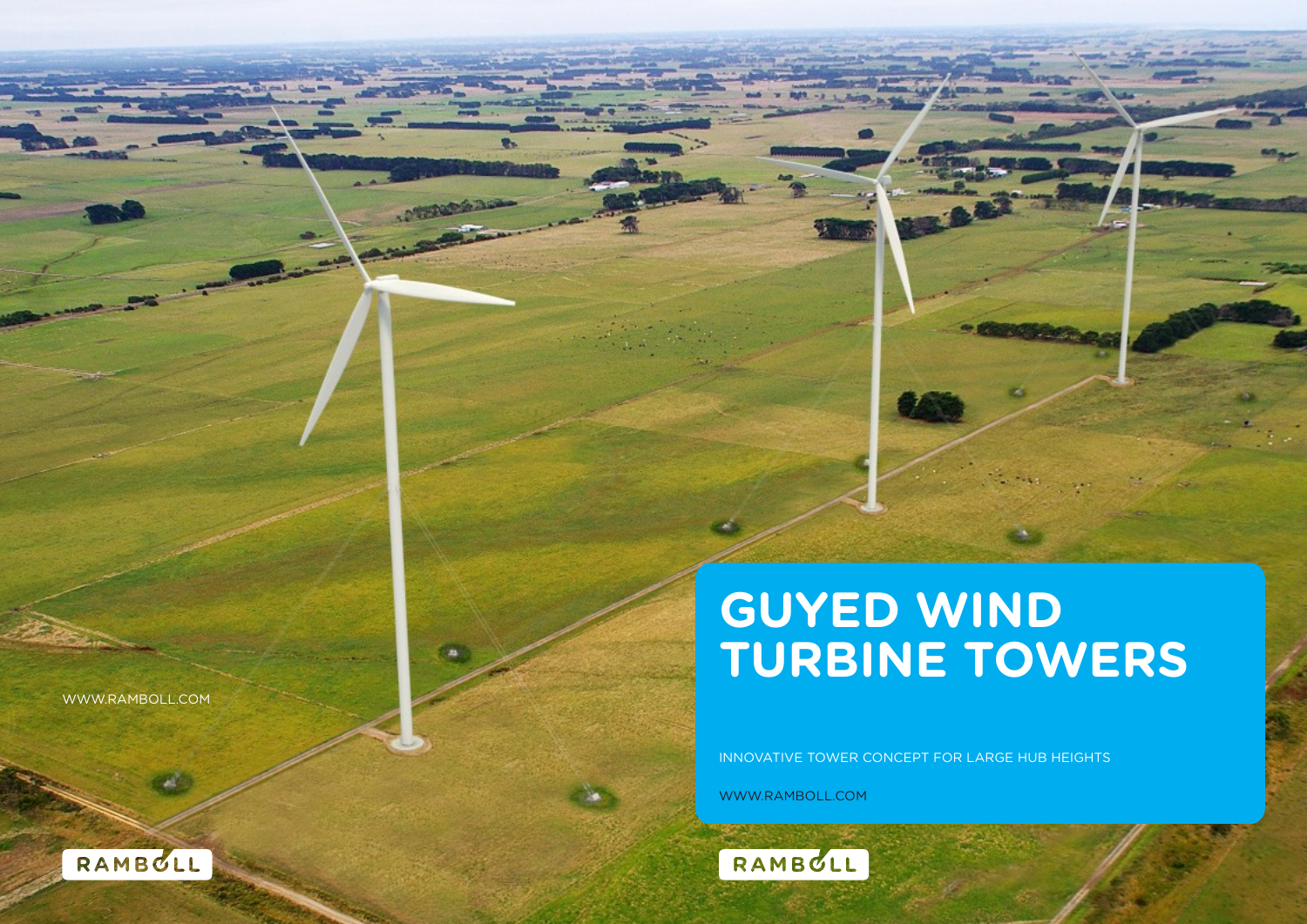# GUYED WIND TURBINE TOWERS

INNOVATIVE TOWER CONCEPT FOR LARGE HUB HEIGHTS

WWW.RAMBOLL.COM

RAMBOLL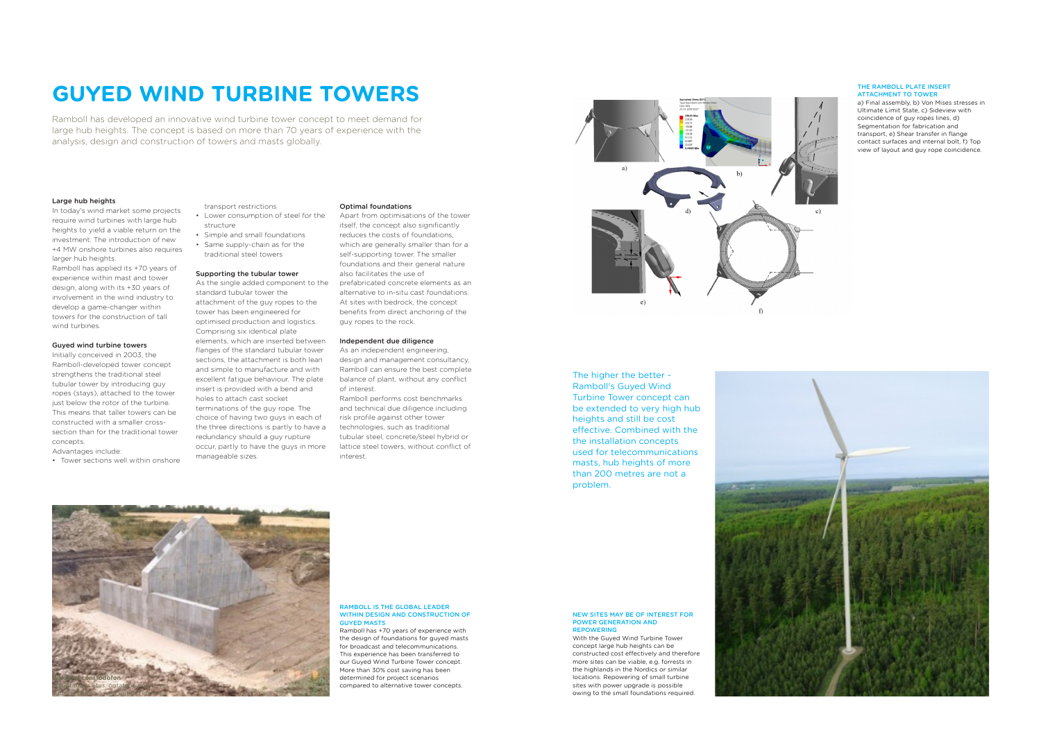# GUYED WIND TURBINE TOWERS

Ramboll has developed an innovative wind turbine tower concept to meet demand for large hub heights. The concept is based on more than 70 years of experience with the analysis, design and construction of towers and masts globally.

### Large hub heights

In today's wind market some projects require wind turbines with large hub heights to yield a viable return on the investment. The introduction of new +4 MW onshore turbines also requires larger hub heights.

Ramboll has applied its +70 years of experience within mast and tower design, along with its +30 years of involvement in the wind industry to develop a game-changer within towers for the construction of tall wind turbines.

### Guyed wind turbine towers

Initially conceived in 2003, the Ramboll-developed tower concept strengthens the traditional steel tubular tower by introducing guy ropes (stays), attached to the tower just below the rotor of the turbine. This means that taller towers can be constructed with a smaller cross-section than for the traditional tower concepts.

Advantages include:

- Tower sections well within onshore transport restrictions
- Lower consumption of steel for the structure
- Simple and small foundations
- Same supply-chain as for the traditional steel towers

### Supporting the tubular tower

As the single added component to the standard tubular tower the attachment of the guy ropes to the tower has been engineered for optimised production and logistics. Comprising six identical plate elements, which are inserted between flanges of the standard tubular tower sections, the attachment is both lean and simple to manufacture and with excellent fatigue behaviour. The plate insert is provided with a bend and holes to attach cast socket terminations of the guy rope. The choice of having two guys in each of the three directions is partly to have a redundancy should a guy rupture occur, partly to have the guys in more manageable sizes.

### Optimal foundations

Apart from optimisations of the tower itself, the concept also significantly reduces the costs of foundations, which are generally smaller than for a self-supporting tower. The smaller foundations and their general nature also facilitates the use of prefabricated concrete elements as an alternative to in-situ cast foundations. At sites with bedrock, the concept benefits from direct anchoring of the guy ropes to the rock.

### Independent due diligence

As an independent engineering, design and management consultancy, Ramboll can ensure the best complete balance of plant, without any conflict of interest.

Ramboll performs cost benchmarks and technical due diligence including risk profile against other tower technologies, such as traditional tubular steel, concrete/steel hybrid or lattice steel towers, without conflict of interest.

#### THE RAMBOLL PLATE INSERT ATTACHMENT TO TOWER

a) Final assembly, b) Von Mises stresses in Ultimate Limit State, c) Sideview with coincidence of guy ropes lines, d) Segmentation for fabrication and transport, e) Shear transfer in flange contact surfaces and internal bolt, f) Top view of layout and guy rope coincidence.

The higher the better - Ramboll's Guyed Wind Turbine Tower concept can be extended to very high hub heights and still be cost effective. Combined with the the installation concepts used for telecommunications masts, hub heights of more than 200 metres are not a problem.

#### RAMBOLL IS THE GLOBAL LEADER WITHIN DESIGN AND CONSTRUCTION OF GUYED MASTS

Ramboll has +70 years of experience with the design of foundations for guyed masts for broadcast and telecommunications. This experience has been transferred to our Guyed Wind Turbine Tower concept. More than 30% cost saving has been determined for project scenarios compared to alternative tower concepts.

#### NEW SITES MAY BE OF INTEREST FOR POWER GENERATION AND REPOWERING

With the Guyed Wind Turbine Tower concept large hub heights can be constructed cost effectively and therefore more sites can be viable, e.g. forrests in the highlands in the Nordics or similar locations. Repowering of small turbine sites with power upgrade is possible owing to the small foundations required.